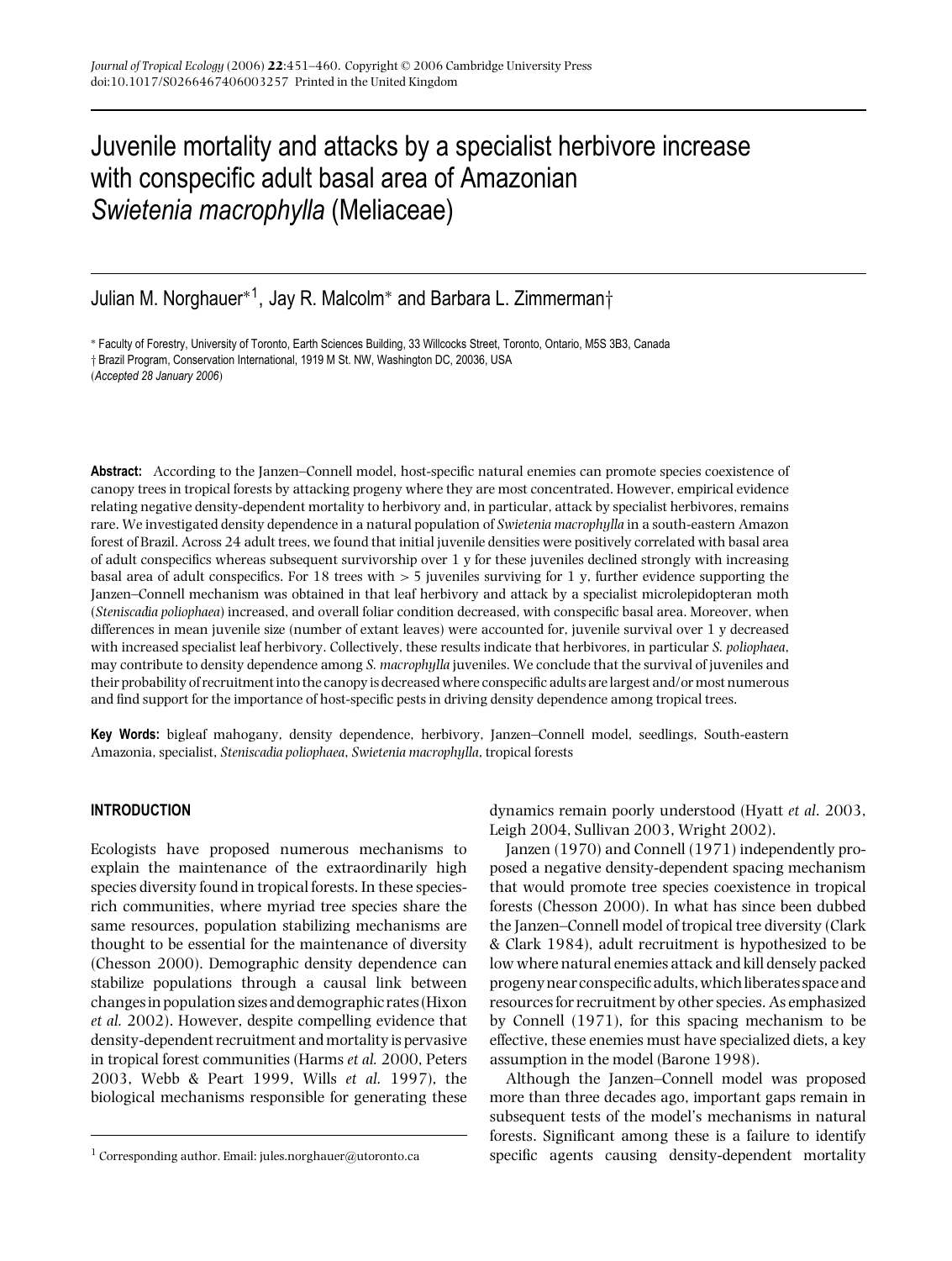# Juvenile mortality and attacks by a specialist herbivore increase with conspecific adult basal area of Amazonian *Swietenia macrophylla* (Meliaceae)

Julian M. Norghauer*[1], Jay R. Malcolm* and Barbara L. Zimmerman†

* Faculty of Forestry, University of Toronto, Earth Sciences Building, 33 Willcocks Street, Toronto, Ontario, M5S 3B3, Canada
† Brazil Program, Conservation International, 1919 M St. NW, Washington DC, 20036, USA
(*Accepted 28 January 2006*)

**Abstract:** According to the Janzen–Connell model, host-specific natural enemies can promote species coexistence of canopy trees in tropical forests by attacking progeny where they are most concentrated. However, empirical evidence relating negative density-dependent mortality to herbivory and, in particular, attack by specialist herbivores, remains rare. We investigated density dependence in a natural population of *Swietenia macrophylla* in a south-eastern Amazon forest of Brazil. Across 24 adult trees, we found that initial juvenile densities were positively correlated with basal area of adult conspecifics whereas subsequent survivorship over 1 y for these juveniles declined strongly with increasing basal area of adult conspecifics. For 18 trees with > 5 juveniles surviving for 1 y, further evidence supporting the Janzen–Connell mechanism was obtained in that leaf herbivory and attack by a specialist microlepidopteran moth (*Steniscadia poliophaea*) increased, and overall foliar condition decreased, with conspecific basal area. Moreover, when differences in mean juvenile size (number of extant leaves) were accounted for, juvenile survival over 1 y decreased with increased specialist leaf herbivory. Collectively, these results indicate that herbivores, in particular *S. poliophaea*, may contribute to density dependence among *S. macrophylla* juveniles. We conclude that the survival of juveniles and their probability of recruitment into the canopy is decreased where conspecific adults are largest and/or most numerous and find support for the importance of host-specific pests in driving density dependence among tropical trees.

**Key Words:** bigleaf mahogany, density dependence, herbivory, Janzen–Connell model, seedlings, South-eastern Amazonia, specialist, *Steniscadia poliophaea*, *Swietenia macrophylla*, tropical forests

## INTRODUCTION

Ecologists have proposed numerous mechanisms to explain the maintenance of the extraordinarily high species diversity found in tropical forests. In these species-rich communities, where myriad tree species share the same resources, population stabilizing mechanisms are thought to be essential for the maintenance of diversity (Chesson 2000). Demographic density dependence can stabilize populations through a causal link between changes in population sizes and demographic rates (Hixon *et al.* 2002). However, despite compelling evidence that density-dependent recruitment and mortality is pervasive in tropical forest communities (Harms *et al.* 2000, Peters 2003, Webb & Peart 1999, Wills *et al.* 1997), the biological mechanisms responsible for generating these dynamics remain poorly understood (Hyatt *et al.* 2003, Leigh 2004, Sullivan 2003, Wright 2002).

Janzen (1970) and Connell (1971) independently proposed a negative density-dependent spacing mechanism that would promote tree species coexistence in tropical forests (Chesson 2000). In what has since been dubbed the Janzen–Connell model of tropical tree diversity (Clark & Clark 1984), adult recruitment is hypothesized to be low where natural enemies attack and kill densely packed progeny near conspecific adults, which liberates space and resources for recruitment by other species. As emphasized by Connell (1971), for this spacing mechanism to be effective, these enemies must have specialized diets, a key assumption in the model (Barone 1998).

Although the Janzen–Connell model was proposed more than three decades ago, important gaps remain in subsequent tests of the model's mechanisms in natural forests. Significant among these is a failure to identify specific agents causing density-dependent mortality

[1] Corresponding author. Email: jules.norghauer@utoronto.ca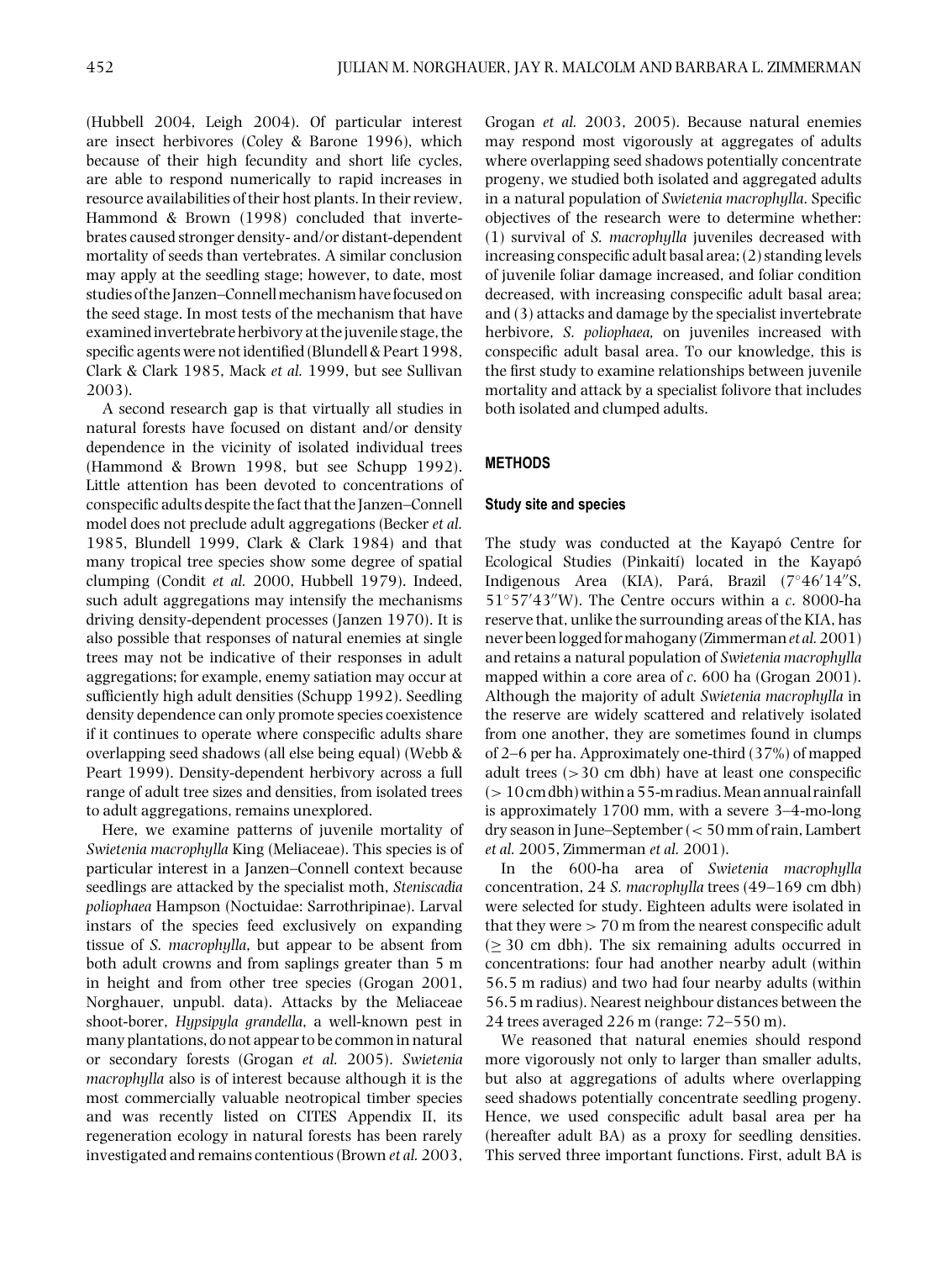(Hubbell 2004, Leigh 2004). Of particular interest are insect herbivores (Coley & Barone 1996), which because of their high fecundity and short life cycles, are able to respond numerically to rapid increases in resource availabilities of their host plants. In their review, Hammond & Brown (1998) concluded that invertebrates caused stronger density- and/or distant-dependent mortality of seeds than vertebrates. A similar conclusion may apply at the seedling stage; however, to date, most studies of the Janzen–Connell mechanism have focused on the seed stage. In most tests of the mechanism that have examined invertebrate herbivory at the juvenile stage, the specific agents were not identified (Blundell & Peart 1998, Clark & Clark 1985, Mack *et al.* 1999, but see Sullivan 2003).

A second research gap is that virtually all studies in natural forests have focused on distant and/or density dependence in the vicinity of isolated individual trees (Hammond & Brown 1998, but see Schupp 1992). Little attention has been devoted to concentrations of conspecific adults despite the fact that the Janzen–Connell model does not preclude adult aggregations (Becker *et al.* 1985, Blundell 1999, Clark & Clark 1984) and that many tropical tree species show some degree of spatial clumping (Condit *et al.* 2000, Hubbell 1979). Indeed, such adult aggregations may intensify the mechanisms driving density-dependent processes (Janzen 1970). It is also possible that responses of natural enemies at single trees may not be indicative of their responses in adult aggregations; for example, enemy satiation may occur at sufficiently high adult densities (Schupp 1992). Seedling density dependence can only promote species coexistence if it continues to operate where conspecific adults share overlapping seed shadows (all else being equal) (Webb & Peart 1999). Density-dependent herbivory across a full range of adult tree sizes and densities, from isolated trees to adult aggregations, remains unexplored.

Here, we examine patterns of juvenile mortality of *Swietenia macrophylla* King (Meliaceae). This species is of particular interest in a Janzen–Connell context because seedlings are attacked by the specialist moth, *Steniscadia poliophaea* Hampson (Noctuidae: Sarrothripinae). Larval instars of the species feed exclusively on expanding tissue of *S. macrophylla*, but appear to be absent from both adult crowns and from saplings greater than 5 m in height and from other tree species (Grogan 2001, Norghauer, unpubl. data). Attacks by the Meliaceae shoot-borer, *Hypsipyla grandella*, a well-known pest in many plantations, do not appear to be common in natural or secondary forests (Grogan *et al.* 2005). *Swietenia macrophylla* also is of interest because although it is the most commercially valuable neotropical timber species and was recently listed on CITES Appendix II, its regeneration ecology in natural forests has been rarely investigated and remains contentious (Brown *et al.* 2003, Grogan *et al.* 2003, 2005). Because natural enemies may respond most vigorously at aggregates of adults where overlapping seed shadows potentially concentrate progeny, we studied both isolated and aggregated adults in a natural population of *Swietenia macrophylla*. Specific objectives of the research were to determine whether: (1) survival of *S. macrophylla* juveniles decreased with increasing conspecific adult basal area; (2) standing levels of juvenile foliar damage increased, and foliar condition decreased, with increasing conspecific adult basal area; and (3) attacks and damage by the specialist invertebrate herbivore, *S. poliophaea,* on juveniles increased with conspecific adult basal area. To our knowledge, this is the first study to examine relationships between juvenile mortality and attack by a specialist folivore that includes both isolated and clumped adults.

## METHODS

### Study site and species

The study was conducted at the Kayapó Centre for Ecological Studies (Pinkaití) located in the Kayapó Indigenous Area (KIA), Pará, Brazil (7°46′14″S, 51°57′43″W). The Centre occurs within a *c.* 8000-ha reserve that, unlike the surrounding areas of the KIA, has never been logged for mahogany (Zimmerman *et al.* 2001) and retains a natural population of *Swietenia macrophylla* mapped within a core area of *c.* 600 ha (Grogan 2001). Although the majority of adult *Swietenia macrophylla* in the reserve are widely scattered and relatively isolated from one another, they are sometimes found in clumps of 2–6 per ha. Approximately one-third (37%) of mapped adult trees (>30 cm dbh) have at least one conspecific (> 10 cm dbh) within a 55-m radius. Mean annual rainfall is approximately 1700 mm, with a severe 3–4-mo-long dry season in June–September (< 50 mm of rain, Lambert *et al.* 2005, Zimmerman *et al.* 2001).

In the 600-ha area of *Swietenia macrophylla* concentration, 24 *S. macrophylla* trees (49–169 cm dbh) were selected for study. Eighteen adults were isolated in that they were > 70 m from the nearest conspecific adult (≥ 30 cm dbh). The six remaining adults occurred in concentrations: four had another nearby adult (within 56.5 m radius) and two had four nearby adults (within 56.5 m radius). Nearest neighbour distances between the 24 trees averaged 226 m (range: 72–550 m).

We reasoned that natural enemies should respond more vigorously not only to larger than smaller adults, but also at aggregations of adults where overlapping seed shadows potentially concentrate seedling progeny. Hence, we used conspecific adult basal area per ha (hereafter adult BA) as a proxy for seedling densities. This served three important functions. First, adult BA is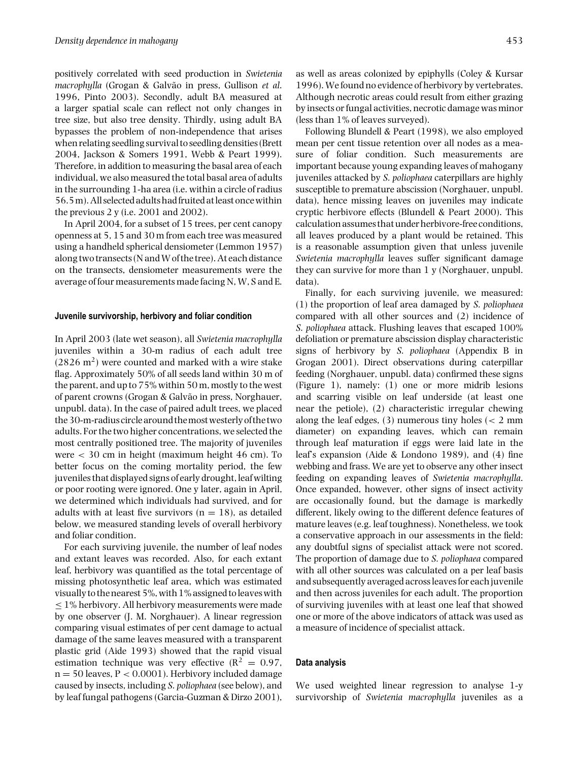positively correlated with seed production in *Swietenia macrophylla* (Grogan & Galvão in press, Gullison *et al.* 1996, Pinto 2003). Secondly, adult BA measured at a larger spatial scale can reflect not only changes in tree size, but also tree density. Thirdly, using adult BA bypasses the problem of non-independence that arises when relating seedling survival to seedling densities (Brett 2004, Jackson & Somers 1991, Webb & Peart 1999). Therefore, in addition to measuring the basal area of each individual, we also measured the total basal area of adults in the surrounding 1-ha area (i.e. within a circle of radius 56.5 m). All selected adults had fruited at least once within the previous 2 y (i.e. 2001 and 2002).

In April 2004, for a subset of 15 trees, per cent canopy openness at 5, 15 and 30 m from each tree was measured using a handheld spherical densiometer (Lemmon 1957) along two transects (N and W of the tree). At each distance on the transects, densiometer measurements were the average of four measurements made facing N, W, S and E.

### Juvenile survivorship, herbivory and foliar condition

In April 2003 (late wet season), all *Swietenia macrophylla* juveniles within a 30-m radius of each adult tree ($2826\ m^2$) were counted and marked with a wire stake flag. Approximately 50% of all seeds land within 30 m of the parent, and up to 75% within 50 m, mostly to the west of parent crowns (Grogan & Galvão in press, Norghauer, unpubl. data). In the case of paired adult trees, we placed the 30-m-radius circle around the most westerly of the two adults. For the two higher concentrations, we selected the most centrally positioned tree. The majority of juveniles were < 30 cm in height (maximum height 46 cm). To better focus on the coming mortality period, the few juveniles that displayed signs of early drought, leaf wilting or poor rooting were ignored. One y later, again in April, we determined which individuals had survived, and for adults with at least five survivors ($n = 18$), as detailed below, we measured standing levels of overall herbivory and foliar condition.

For each surviving juvenile, the number of leaf nodes and extant leaves was recorded. Also, for each extant leaf, herbivory was quantified as the total percentage of missing photosynthetic leaf area, which was estimated visually to the nearest 5%, with 1% assigned to leaves with ≤ 1% herbivory. All herbivory measurements were made by one observer (J. M. Norghauer). A linear regression comparing visual estimates of per cent damage to actual damage of the same leaves measured with a transparent plastic grid (Aide 1993) showed that the rapid visual estimation technique was very effective ($R^2 = 0.97$, $n = 50$ leaves, $P < 0.0001$). Herbivory included damage caused by insects, including *S. poliophaea* (see below), and by leaf fungal pathogens (Garcia-Guzman & Dirzo 2001), as well as areas colonized by epiphylls (Coley & Kursar 1996). We found no evidence of herbivory by vertebrates. Although necrotic areas could result from either grazing by insects or fungal activities, necrotic damage was minor (less than 1% of leaves surveyed).

Following Blundell & Peart (1998), we also employed mean per cent tissue retention over all nodes as a measure of foliar condition. Such measurements are important because young expanding leaves of mahogany juveniles attacked by *S. poliophaea* caterpillars are highly susceptible to premature abscission (Norghauer, unpubl. data), hence missing leaves on juveniles may indicate cryptic herbivore effects (Blundell & Peart 2000). This calculation assumes that under herbivore-free conditions, all leaves produced by a plant would be retained. This is a reasonable assumption given that unless juvenile *Swietenia macrophylla* leaves suffer significant damage they can survive for more than 1 y (Norghauer, unpubl. data).

Finally, for each surviving juvenile, we measured: (1) the proportion of leaf area damaged by *S. poliophaea* compared with all other sources and (2) incidence of *S. poliophaea* attack. Flushing leaves that escaped 100% defoliation or premature abscission display characteristic signs of herbivory by *S. poliophaea* (Appendix B in Grogan 2001). Direct observations during caterpillar feeding (Norghauer, unpubl. data) confirmed these signs (Figure 1), namely: (1) one or more midrib lesions and scarring visible on leaf underside (at least one near the petiole), (2) characteristic irregular chewing along the leaf edges, (3) numerous tiny holes (< 2 mm diameter) on expanding leaves, which can remain through leaf maturation if eggs were laid late in the leaf's expansion (Aide & Londono 1989), and (4) fine webbing and frass. We are yet to observe any other insect feeding on expanding leaves of *Swietenia macrophylla*. Once expanded, however, other signs of insect activity are occasionally found, but the damage is markedly different, likely owing to the different defence features of mature leaves (e.g. leaf toughness). Nonetheless, we took a conservative approach in our assessments in the field: any doubtful signs of specialist attack were not scored. The proportion of damage due to *S. poliophaea* compared with all other sources was calculated on a per leaf basis and subsequently averaged across leaves for each juvenile and then across juveniles for each adult. The proportion of surviving juveniles with at least one leaf that showed one or more of the above indicators of attack was used as a measure of incidence of specialist attack.

### Data analysis

We used weighted linear regression to analyse 1-y survivorship of *Swietenia macrophylla* juveniles as a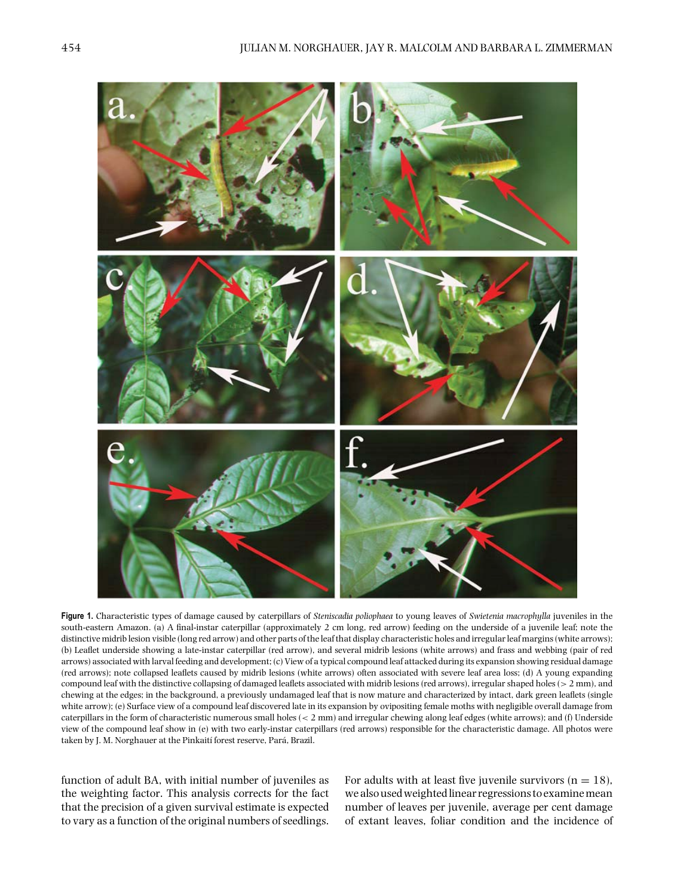**Figure 1.** Characteristic types of damage caused by caterpillars of *Steniscadia poliophaea* to young leaves of *Swietenia macrophylla* juveniles in the south-eastern Amazon. (a) A final-instar caterpillar (approximately 2 cm long, red arrow) feeding on the underside of a juvenile leaf; note the distinctive midrib lesion visible (long red arrow) and other parts of the leaf that display characteristic holes and irregular leaf margins (white arrows); (b) Leaflet underside showing a late-instar caterpillar (red arrow), and several midrib lesions (white arrows) and frass and webbing (pair of red arrows) associated with larval feeding and development; (c) View of a typical compound leaf attacked during its expansion showing residual damage (red arrows); note collapsed leaflets caused by midrib lesions (white arrows) often associated with severe leaf area loss; (d) A young expanding compound leaf with the distinctive collapsing of damaged leaflets associated with midrib lesions (red arrows), irregular shaped holes (> 2 mm), and chewing at the edges; in the background, a previously undamaged leaf that is now mature and characterized by intact, dark green leaflets (single white arrow); (e) Surface view of a compound leaf discovered late in its expansion by ovipositing female moths with negligible overall damage from caterpillars in the form of characteristic numerous small holes (< 2 mm) and irregular chewing along leaf edges (white arrows); and (f) Underside view of the compound leaf show in (e) with two early-instar caterpillars (red arrows) responsible for the characteristic damage. All photos were taken by J. M. Norghauer at the Pinkaití forest reserve, Pará, Brazil.

function of adult BA, with initial number of juveniles as the weighting factor. This analysis corrects for the fact that the precision of a given survival estimate is expected to vary as a function of the original numbers of seedlings. For adults with at least five juvenile survivors (n = 18), we also used weighted linear regressions to examine mean number of leaves per juvenile, average per cent damage of extant leaves, foliar condition and the incidence of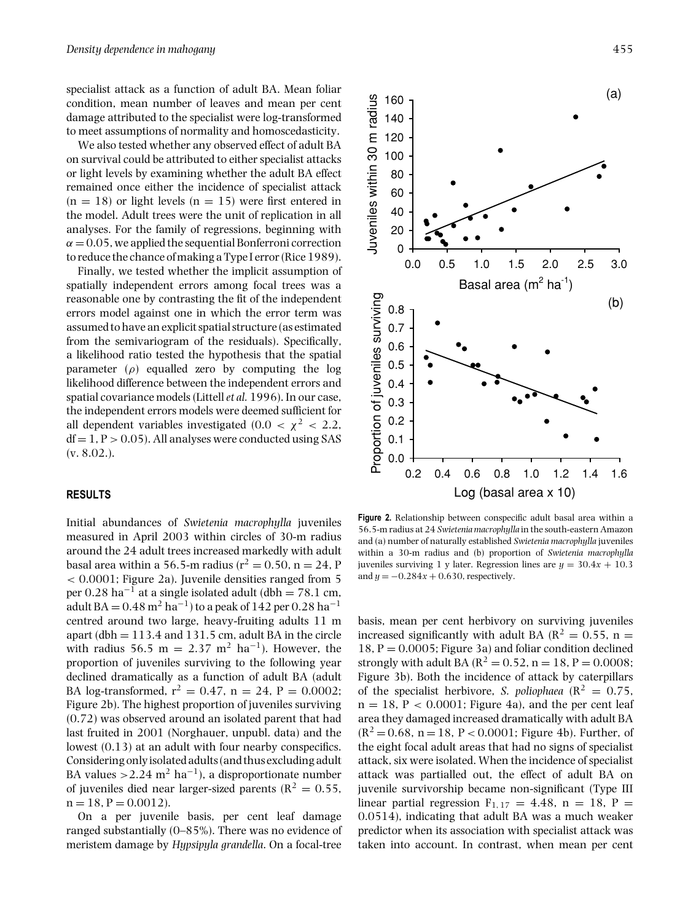specialist attack as a function of adult BA. Mean foliar condition, mean number of leaves and mean per cent damage attributed to the specialist were log-transformed to meet assumptions of normality and homoscedasticity.

We also tested whether any observed effect of adult BA on survival could be attributed to either specialist attacks or light levels by examining whether the adult BA effect remained once either the incidence of specialist attack ($n = 18$) or light levels ($n = 15$) were first entered in the model. Adult trees were the unit of replication in all analyses. For the family of regressions, beginning with $\alpha = 0.05$, we applied the sequential Bonferroni correction to reduce the chance of making a Type I error (Rice 1989).

Finally, we tested whether the implicit assumption of spatially independent errors among focal trees was a reasonable one by contrasting the fit of the independent errors model against one in which the error term was assumed to have an explicit spatial structure (as estimated from the semivariogram of the residuals). Specifically, a likelihood ratio tested the hypothesis that the spatial parameter ($\rho$) equalled zero by computing the log likelihood difference between the independent errors and spatial covariance models (Littell *et al.* 1996). In our case, the independent errors models were deemed sufficient for all dependent variables investigated ($0.0 < \chi^2 < 2.2$, $df = 1$, $P > 0.05$). All analyses were conducted using SAS (v. 8.02.).

## RESULTS

Initial abundances of *Swietenia macrophylla* juveniles measured in April 2003 within circles of 30-m radius around the 24 adult trees increased markedly with adult basal area within a 56.5-m radius ($r^2 = 0.50$, $n = 24$, $P < 0.0001$; Figure 2a). Juvenile densities ranged from 5 per 0.28 $ha^{-1}$ at a single isolated adult (dbh = 78.1 cm, adult BA = 0.48 $m^2$ $ha^{-1}$) to a peak of 142 per 0.28 $ha^{-1}$ centred around two large, heavy-fruiting adults 11 m apart (dbh = 113.4 and 131.5 cm, adult BA in the circle with radius 56.5 m = 2.37 $m^2$ $ha^{-1}$). However, the proportion of juveniles surviving to the following year declined dramatically as a function of adult BA (adult BA log-transformed, $r^2 = 0.47$, $n = 24$, $P = 0.0002$; Figure 2b). The highest proportion of juveniles surviving (0.72) was observed around an isolated parent that had last fruited in 2001 (Norghauer, unpubl. data) and the lowest (0.13) at an adult with four nearby conspecifics. Considering only isolated adults (and thus excluding adult BA values >2.24 $m^2$ $ha^{-1}$), a disproportionate number of juveniles died near larger-sized parents ($R^2 = 0.55$, $n = 18$, $P = 0.0012$).

On a per juvenile basis, per cent leaf damage ranged substantially (0–85%). There was no evidence of meristem damage by *Hypsipyla grandella*. On a focal-tree basis, mean per cent herbivory on surviving juveniles increased significantly with adult BA ($R^2 = 0.55$, $n = 18$, $P = 0.0005$; Figure 3a) and foliar condition declined strongly with adult BA ($R^2 = 0.52$, $n = 18$, $P = 0.0008$; Figure 3b). Both the incidence of attack by caterpillars of the specialist herbivore, *S. poliophaea* ($R^2 = 0.75$, $n = 18$, $P < 0.0001$; Figure 4a), and the per cent leaf area they damaged increased dramatically with adult BA ($R^2 = 0.68$, $n = 18$, $P < 0.0001$; Figure 4b). Further, of the eight focal adult areas that had no signs of specialist attack, six were isolated. When the incidence of specialist attack was partialled out, the effect of adult BA on juvenile survivorship became non-significant (Type III linear partial regression $F_{1,17} = 4.48$, $n = 18$, $P = 0.0514$), indicating that adult BA was a much weaker predictor when its association with specialist attack was taken into account. In contrast, when mean per cent

**Figure 2.** Relationship between conspecific adult basal area within a 56.5-m radius at 24 *Swietenia macrophylla* in the south-eastern Amazon and (a) number of naturally established *Swietenia macrophylla* juveniles within a 30-m radius and (b) proportion of *Swietenia macrophylla* juveniles surviving 1 y later. Regression lines are $y = 30.4x + 10.3$ and $y = -0.284x + 0.630$, respectively.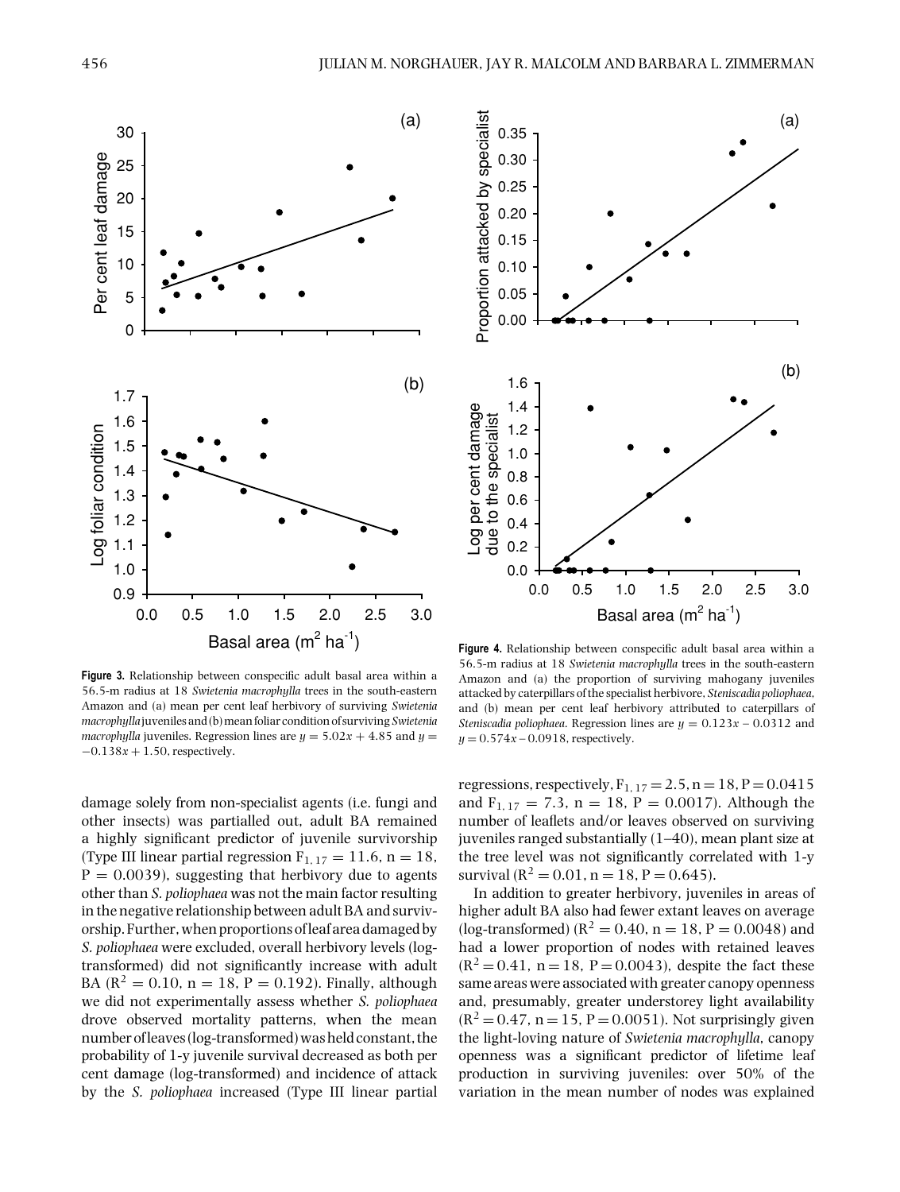**Figure 3.** Relationship between conspecific adult basal area within a 56.5-m radius at 18 *Swietenia macrophylla* trees in the south-eastern Amazon and (a) mean per cent leaf herbivory of surviving *Swietenia macrophylla* juveniles and (b) mean foliar condition of surviving *Swietenia macrophylla* juveniles. Regression lines are $y = 5.02x + 4.85$ and $y = -0.138x + 1.50$, respectively.

**Figure 4.** Relationship between conspecific adult basal area within a 56.5-m radius at 18 *Swietenia macrophylla* trees in the south-eastern Amazon and (a) the proportion of surviving mahogany juveniles attacked by caterpillars of the specialist herbivore, *Steniscadia poliophaea*, and (b) mean per cent leaf herbivory attributed to caterpillars of *Steniscadia poliophaea*. Regression lines are $y = 0.123x - 0.0312$ and $y = 0.574x - 0.0918$, respectively.

damage solely from non-specialist agents (i.e. fungi and other insects) was partialled out, adult BA remained a highly significant predictor of juvenile survivorship (Type III linear partial regression $F_{1,17} = 11.6$, $n = 18$, $P = 0.0039$), suggesting that herbivory due to agents other than *S. poliophaea* was not the main factor resulting in the negative relationship between adult BA and survivorship. Further, when proportions of leaf area damaged by *S. poliophaea* were excluded, overall herbivory levels (log-transformed) did not significantly increase with adult BA ($R^2 = 0.10$, $n = 18$, $P = 0.192$). Finally, although we did not experimentally assess whether *S. poliophaea* drove observed mortality patterns, when the mean number of leaves (log-transformed) was held constant, the probability of 1-y juvenile survival decreased as both per cent damage (log-transformed) and incidence of attack by the *S. poliophaea* increased (Type III linear partial regressions, respectively, $F_{1,17} = 2.5$, $n = 18$, $P = 0.0415$ and $F_{1,17} = 7.3$, $n = 18$, $P = 0.0017$). Although the number of leaflets and/or leaves observed on surviving juveniles ranged substantially (1–40), mean plant size at the tree level was not significantly correlated with 1-y survival ($R^2 = 0.01$, $n = 18$, $P = 0.645$).

In addition to greater herbivory, juveniles in areas of higher adult BA also had fewer extant leaves on average (log-transformed) ($R^2 = 0.40$, $n = 18$, $P = 0.0048$) and had a lower proportion of nodes with retained leaves ($R^2 = 0.41$, $n = 18$, $P = 0.0043$), despite the fact these same areas were associated with greater canopy openness and, presumably, greater understorey light availability ($R^2 = 0.47$, $n = 15$, $P = 0.0051$). Not surprisingly given the light-loving nature of *Swietenia macrophylla*, canopy openness was a significant predictor of lifetime leaf production in surviving juveniles: over 50% of the variation in the mean number of nodes was explained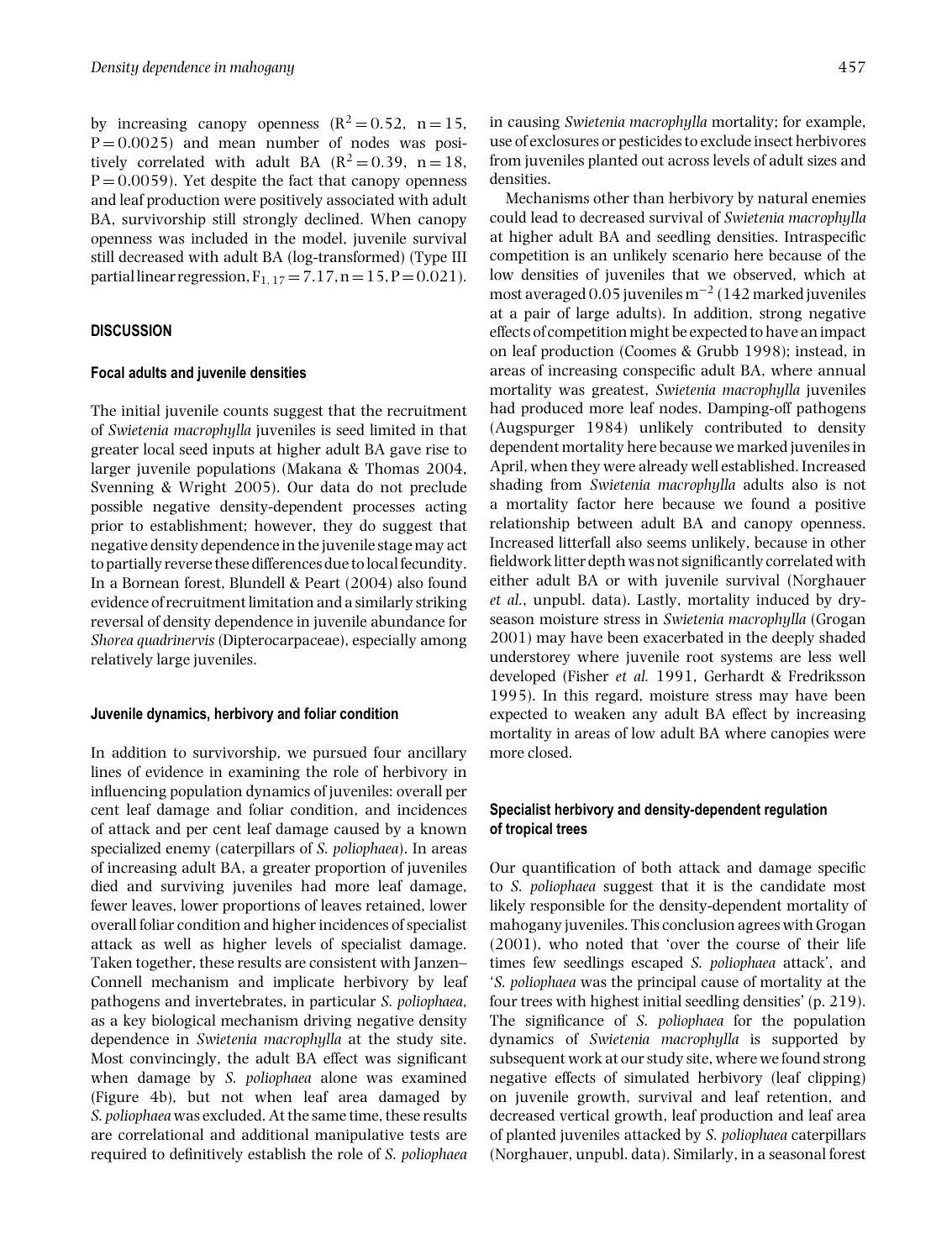by increasing canopy openness ($R^2 = 0.52$, $n = 15$, $P = 0.0025$) and mean number of nodes was positively correlated with adult BA ($R^2 = 0.39$, $n = 18$, $P = 0.0059$). Yet despite the fact that canopy openness and leaf production were positively associated with adult BA, survivorship still strongly declined. When canopy openness was included in the model, juvenile survival still decreased with adult BA (log-transformed) (Type III partial linear regression, $F_{1, 17} = 7.17$, $n = 15$, $P = 0.021$).

## DISCUSSION

### Focal adults and juvenile densities

The initial juvenile counts suggest that the recruitment of *Swietenia macrophylla* juveniles is seed limited in that greater local seed inputs at higher adult BA gave rise to larger juvenile populations (Makana & Thomas 2004, Svenning & Wright 2005). Our data do not preclude possible negative density-dependent processes acting prior to establishment; however, they do suggest that negative density dependence in the juvenile stage may act to partially reverse these differences due to local fecundity. In a Bornean forest, Blundell & Peart (2004) also found evidence of recruitment limitation and a similarly striking reversal of density dependence in juvenile abundance for *Shorea quadrinervis* (Dipterocarpaceae), especially among relatively large juveniles.

### Juvenile dynamics, herbivory and foliar condition

In addition to survivorship, we pursued four ancillary lines of evidence in examining the role of herbivory in influencing population dynamics of juveniles: overall per cent leaf damage and foliar condition, and incidences of attack and per cent leaf damage caused by a known specialized enemy (caterpillars of *S. poliophaea*). In areas of increasing adult BA, a greater proportion of juveniles died and surviving juveniles had more leaf damage, fewer leaves, lower proportions of leaves retained, lower overall foliar condition and higher incidences of specialist attack as well as higher levels of specialist damage. Taken together, these results are consistent with Janzen–Connell mechanism and implicate herbivory by leaf pathogens and invertebrates, in particular *S. poliophaea*, as a key biological mechanism driving negative density dependence in *Swietenia macrophylla* at the study site. Most convincingly, the adult BA effect was significant when damage by *S. poliophaea* alone was examined (Figure 4b), but not when leaf area damaged by *S. poliophaea* was excluded. At the same time, these results are correlational and additional manipulative tests are required to definitively establish the role of *S. poliophaea* in causing *Swietenia macrophylla* mortality; for example, use of exclosures or pesticides to exclude insect herbivores from juveniles planted out across levels of adult sizes and densities.

Mechanisms other than herbivory by natural enemies could lead to decreased survival of *Swietenia macrophylla* at higher adult BA and seedling densities. Intraspecific competition is an unlikely scenario here because of the low densities of juveniles that we observed, which at most averaged 0.05 juveniles $m^{-2}$ (142 marked juveniles at a pair of large adults). In addition, strong negative effects of competition might be expected to have an impact on leaf production (Coomes & Grubb 1998); instead, in areas of increasing conspecific adult BA, where annual mortality was greatest, *Swietenia macrophylla* juveniles had produced more leaf nodes. Damping-off pathogens (Augspurger 1984) unlikely contributed to density dependent mortality here because we marked juveniles in April, when they were already well established. Increased shading from *Swietenia macrophylla* adults also is not a mortality factor here because we found a positive relationship between adult BA and canopy openness. Increased litterfall also seems unlikely, because in other fieldwork litter depth was not significantly correlated with either adult BA or with juvenile survival (Norghauer *et al.*, unpubl. data). Lastly, mortality induced by dry-season moisture stress in *Swietenia macrophylla* (Grogan 2001) may have been exacerbated in the deeply shaded understorey where juvenile root systems are less well developed (Fisher *et al.* 1991, Gerhardt & Fredriksson 1995). In this regard, moisture stress may have been expected to weaken any adult BA effect by increasing mortality in areas of low adult BA where canopies were more closed.

### Specialist herbivory and density-dependent regulation of tropical trees

Our quantification of both attack and damage specific to *S. poliophaea* suggest that it is the candidate most likely responsible for the density-dependent mortality of mahogany juveniles. This conclusion agrees with Grogan (2001), who noted that 'over the course of their life times few seedlings escaped *S. poliophaea* attack', and '*S. poliophaea* was the principal cause of mortality at the four trees with highest initial seedling densities' (p. 219). The significance of *S. poliophaea* for the population dynamics of *Swietenia macrophylla* is supported by subsequent work at our study site, where we found strong negative effects of simulated herbivory (leaf clipping) on juvenile growth, survival and leaf retention, and decreased vertical growth, leaf production and leaf area of planted juveniles attacked by *S. poliophaea* caterpillars (Norghauer, unpubl. data). Similarly, in a seasonal forest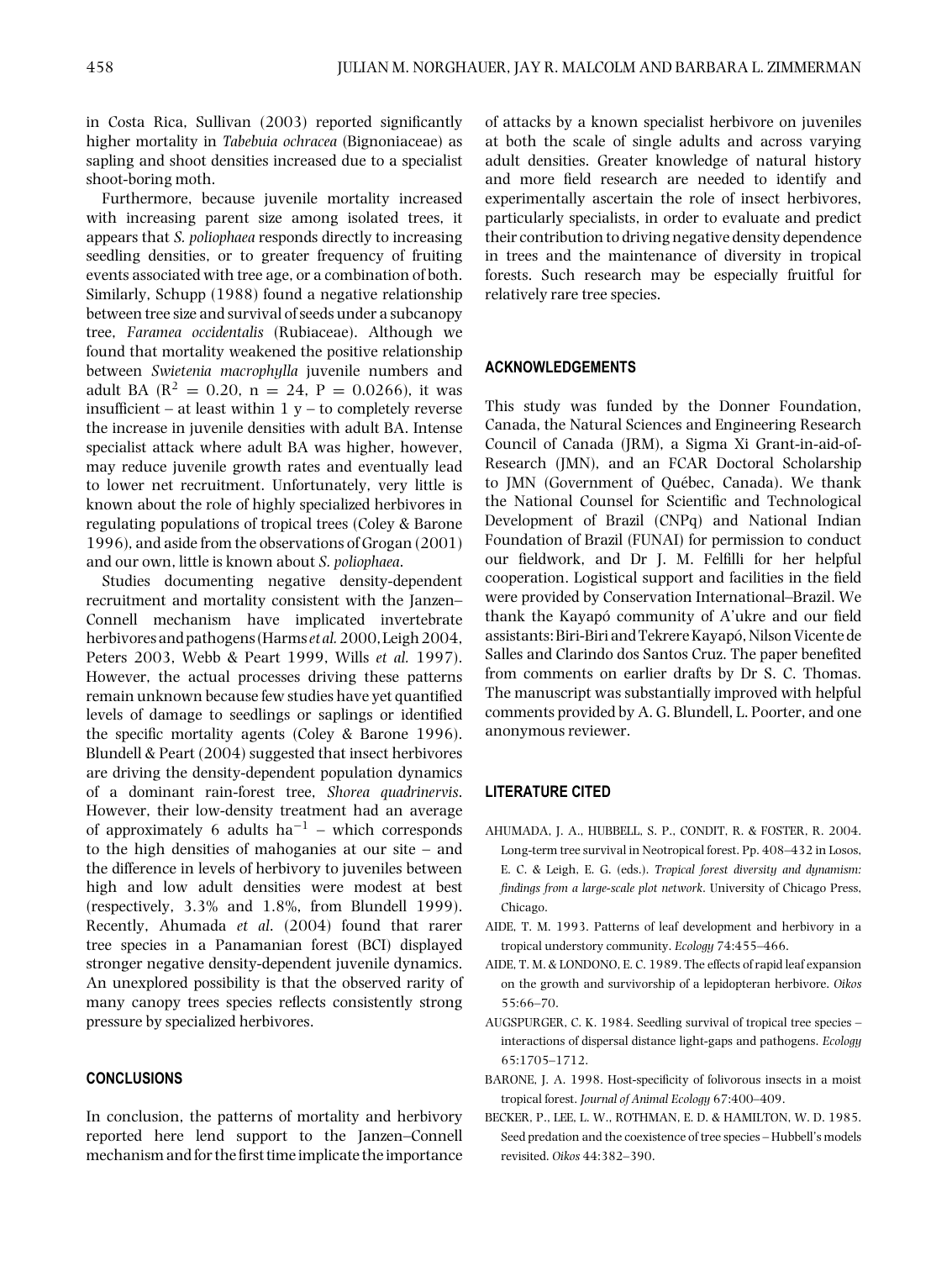in Costa Rica, Sullivan (2003) reported significantly higher mortality in *Tabebuia ochracea* (Bignoniaceae) as sapling and shoot densities increased due to a specialist shoot-boring moth.

Furthermore, because juvenile mortality increased with increasing parent size among isolated trees, it appears that *S. poliophaea* responds directly to increasing seedling densities, or to greater frequency of fruiting events associated with tree age, or a combination of both. Similarly, Schupp (1988) found a negative relationship between tree size and survival of seeds under a subcanopy tree, *Faramea occidentalis* (Rubiaceae). Although we found that mortality weakened the positive relationship between *Swietenia macrophylla* juvenile numbers and adult BA ($R^2 = 0.20$, $n = 24$, $P = 0.0266$), it was insufficient – at least within 1 y – to completely reverse the increase in juvenile densities with adult BA. Intense specialist attack where adult BA was higher, however, may reduce juvenile growth rates and eventually lead to lower net recruitment. Unfortunately, very little is known about the role of highly specialized herbivores in regulating populations of tropical trees (Coley & Barone 1996), and aside from the observations of Grogan (2001) and our own, little is known about *S. poliophaea*.

Studies documenting negative density-dependent recruitment and mortality consistent with the Janzen–Connell mechanism have implicated invertebrate herbivores and pathogens (Harms *et al.* 2000, Leigh 2004, Peters 2003, Webb & Peart 1999, Wills *et al.* 1997). However, the actual processes driving these patterns remain unknown because few studies have yet quantified levels of damage to seedlings or saplings or identified the specific mortality agents (Coley & Barone 1996). Blundell & Peart (2004) suggested that insect herbivores are driving the density-dependent population dynamics of a dominant rain-forest tree, *Shorea quadrinervis*. However, their low-density treatment had an average of approximately 6 adults $\text{ha}^{-1}$ – which corresponds to the high densities of mahoganies at our site – and the difference in levels of herbivory to juveniles between high and low adult densities were modest at best (respectively, 3.3% and 1.8%, from Blundell 1999). Recently, Ahumada *et al.* (2004) found that rarer tree species in a Panamanian forest (BCI) displayed stronger negative density-dependent juvenile dynamics. An unexplored possibility is that the observed rarity of many canopy trees species reflects consistently strong pressure by specialized herbivores.

## CONCLUSIONS

In conclusion, the patterns of mortality and herbivory reported here lend support to the Janzen–Connell mechanism and for the first time implicate the importance of attacks by a known specialist herbivore on juveniles at both the scale of single adults and across varying adult densities. Greater knowledge of natural history and more field research are needed to identify and experimentally ascertain the role of insect herbivores, particularly specialists, in order to evaluate and predict their contribution to driving negative density dependence in trees and the maintenance of diversity in tropical forests. Such research may be especially fruitful for relatively rare tree species.

## ACKNOWLEDGEMENTS

This study was funded by the Donner Foundation, Canada, the Natural Sciences and Engineering Research Council of Canada (JRM), a Sigma Xi Grant-in-aid-of-Research (JMN), and an FCAR Doctoral Scholarship to JMN (Government of Québec, Canada). We thank the National Counsel for Scientific and Technological Development of Brazil (CNPq) and National Indian Foundation of Brazil (FUNAI) for permission to conduct our fieldwork, and Dr J. M. Felfilli for her helpful cooperation. Logistical support and facilities in the field were provided by Conservation International–Brazil. We thank the Kayapó community of A'ukre and our field assistants: Biri-Biri and Tekrere Kayapó, Nilson Vicente de Salles and Clarindo dos Santos Cruz. The paper benefited from comments on earlier drafts by Dr S. C. Thomas. The manuscript was substantially improved with helpful comments provided by A. G. Blundell, L. Poorter, and one anonymous reviewer.

## LITERATURE CITED

AHUMADA, J. A., HUBBELL, S. P., CONDIT, R. & FOSTER, R. 2004. Long-term tree survival in Neotropical forest. Pp. 408–432 in Losos, E. C. & Leigh, E. G. (eds.). *Tropical forest diversity and dynamism: findings from a large-scale plot network*. University of Chicago Press, Chicago.

AIDE, T. M. 1993. Patterns of leaf development and herbivory in a tropical understory community. *Ecology* 74:455–466.

AIDE, T. M. & LONDONO, E. C. 1989. The effects of rapid leaf expansion on the growth and survivorship of a lepidopteran herbivore. *Oikos* 55:66–70.

AUGSPURGER, C. K. 1984. Seedling survival of tropical tree species – interactions of dispersal distance light-gaps and pathogens. *Ecology* 65:1705–1712.

BARONE, J. A. 1998. Host-specificity of folivorous insects in a moist tropical forest. *Journal of Animal Ecology* 67:400–409.

BECKER, P., LEE, L. W., ROTHMAN, E. D. & HAMILTON, W. D. 1985. Seed predation and the coexistence of tree species – Hubbell's models revisited. *Oikos* 44:382–390.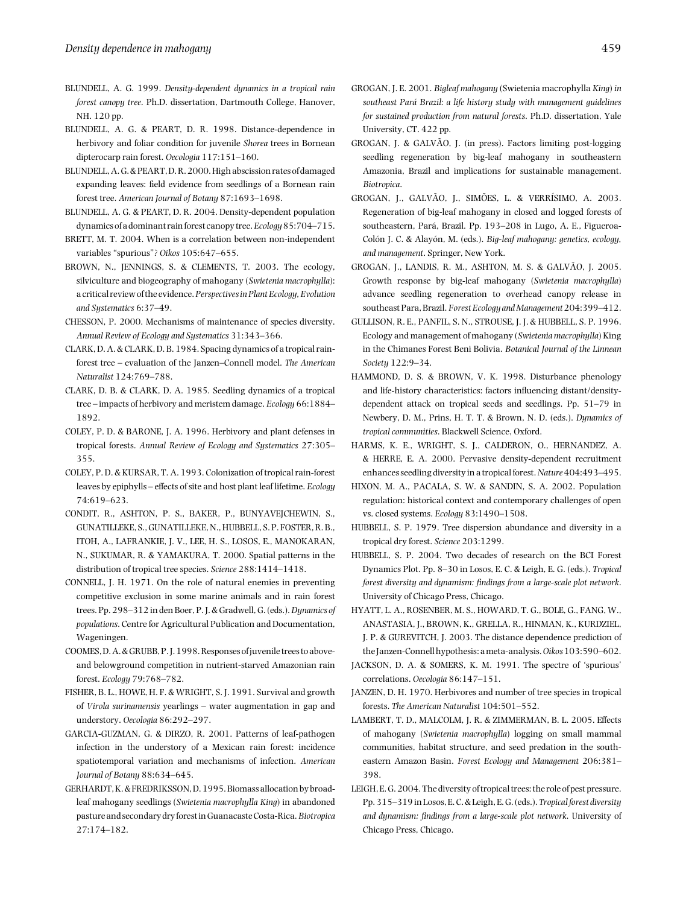BLUNDELL, A. G. 1999. *Density-dependent dynamics in a tropical rain forest canopy tree*. Ph.D. dissertation, Dartmouth College, Hanover, NH. 120 pp.

BLUNDELL, A. G. & PEART, D. R. 1998. Distance-dependence in herbivory and foliar condition for juvenile *Shorea* trees in Bornean dipterocarp rain forest. *Oecologia* 117:151–160.

BLUNDELL, A. G. & PEART, D. R. 2000. High abscission rates of damaged expanding leaves: field evidence from seedlings of a Bornean rain forest tree. *American Journal of Botany* 87:1693–1698.

BLUNDELL, A. G. & PEART, D. R. 2004. Density-dependent population dynamics of a dominant rain forest canopy tree. *Ecology* 85:704–715.

BRETT, M. T. 2004. When is a correlation between non-independent variables "spurious"? *Oikos* 105:647–655.

BROWN, N., JENNINGS, S. & CLEMENTS, T. 2003. The ecology, silviculture and biogeography of mahogany (*Swietenia macrophylla*): a critical review of the evidence. *Perspectives in Plant Ecology, Evolution and Systematics* 6:37–49.

CHESSON, P. 2000. Mechanisms of maintenance of species diversity. *Annual Review of Ecology and Systematics* 31:343–366.

CLARK, D. A. & CLARK, D. B. 1984. Spacing dynamics of a tropical rain-forest tree – evaluation of the Janzen–Connell model. *The American Naturalist* 124:769–788.

CLARK, D. B. & CLARK, D. A. 1985. Seedling dynamics of a tropical tree – impacts of herbivory and meristem damage. *Ecology* 66:1884–1892.

COLEY, P. D. & BARONE, J. A. 1996. Herbivory and plant defenses in tropical forests. *Annual Review of Ecology and Systematics* 27:305–355.

COLEY, P. D. & KURSAR, T. A. 1993. Colonization of tropical rain-forest leaves by epiphylls – effects of site and host plant leaf lifetime. *Ecology* 74:619–623.

CONDIT, R., ASHTON, P. S., BAKER, P., BUNYAVEJCHEWIN, S., GUNATILLEKE, S., GUNATILLEKE, N., HUBBELL, S. P. FOSTER, R. B., ITOH, A., LAFRANKIE, J. V., LEE, H. S., LOSOS, E., MANOKARAN, N., SUKUMAR, R. & YAMAKURA, T. 2000. Spatial patterns in the distribution of tropical tree species. *Science* 288:1414–1418.

CONNELL, J. H. 1971. On the role of natural enemies in preventing competitive exclusion in some marine animals and in rain forest trees. Pp. 298–312 in den Boer, P. J. & Gradwell, G. (eds.). *Dynamics of populations*. Centre for Agricultural Publication and Documentation, Wageningen.

COOMES, D. A. & GRUBB, P. J. 1998. Responses of juvenile trees to above- and belowground competition in nutrient-starved Amazonian rain forest. *Ecology* 79:768–782.

FISHER, B. L., HOWE, H. F. & WRIGHT, S. J. 1991. Survival and growth of *Virola surinamensis* yearlings – water augmentation in gap and understory. *Oecologia* 86:292–297.

GARCIA-GUZMAN, G. & DIRZO, R. 2001. Patterns of leaf-pathogen infection in the understory of a Mexican rain forest: incidence spatiotemporal variation and mechanisms of infection. *American Journal of Botany* 88:634–645.

GERHARDT, K. & FREDRIKSSON, D. 1995. Biomass allocation by broad-leaf mahogany seedlings (*Swietenia macrophylla King*) in abandoned pasture and secondary dry forest in Guanacaste Costa-Rica. *Biotropica* 27:174–182.

GROGAN, J. E. 2001. *Bigleaf mahogany* (Swietenia macrophylla *King*) *in southeast Pará Brazil: a life history study with management guidelines for sustained production from natural forests*. Ph.D. dissertation, Yale University, CT. 422 pp.

GROGAN, J. & GALVÃO, J. (in press). Factors limiting post-logging seedling regeneration by big-leaf mahogany in southeastern Amazonia, Brazil and implications for sustainable management. *Biotropica*.

GROGAN, J., GALVÃO, J., SIMÕES, L. & VERRÍSIMO, A. 2003. Regeneration of big-leaf mahogany in closed and logged forests of southeastern, Pará, Brazil. Pp. 193–208 in Lugo, A. E., Figueroa-Colón J. C. & Alayón, M. (eds.). *Big-leaf mahogany: genetics, ecology, and management*. Springer, New York.

GROGAN, J., LANDIS, R. M., ASHTON, M. S. & GALVÃO, J. 2005. Growth response by big-leaf mahogany (*Swietenia macrophylla*) advance seedling regeneration to overhead canopy release in southeast Para, Brazil. *Forest Ecology and Management* 204:399–412.

GULLISON, R. E., PANFIL, S. N., STROUSE, J. J. & HUBBELL, S. P. 1996. Ecology and management of mahogany (*Swietenia macrophylla*) King in the Chimanes Forest Beni Bolivia. *Botanical Journal of the Linnean Society* 122:9–34.

HAMMOND, D. S. & BROWN, V. K. 1998. Disturbance phenology and life-history characteristics: factors influencing distant/density-dependent attack on tropical seeds and seedlings. Pp. 51–79 in Newbery, D. M., Prins, H. T. T. & Brown, N. D. (eds.). *Dynamics of tropical communities*. Blackwell Science, Oxford.

HARMS, K. E., WRIGHT, S. J., CALDERON, O., HERNANDEZ, A. & HERRE, E. A. 2000. Pervasive density-dependent recruitment enhances seedling diversity in a tropical forest. *Nature* 404:493–495.

HIXON, M. A., PACALA, S. W. & SANDIN, S. A. 2002. Population regulation: historical context and contemporary challenges of open vs. closed systems. *Ecology* 83:1490–1508.

HUBBELL, S. P. 1979. Tree dispersion abundance and diversity in a tropical dry forest. *Science* 203:1299.

HUBBELL, S. P. 2004. Two decades of research on the BCI Forest Dynamics Plot. Pp. 8–30 in Losos, E. C. & Leigh, E. G. (eds.). *Tropical forest diversity and dynamism: findings from a large-scale plot network*. University of Chicago Press, Chicago.

HYATT, L. A., ROSENBER, M. S., HOWARD, T. G., BOLE, G., FANG, W., ANASTASIA, J., BROWN, K., GRELLA, R., HINMAN, K., KURDZIEL, J. P. & GUREVITCH, J. 2003. The distance dependence prediction of the Janzen-Connell hypothesis: a meta-analysis. *Oikos* 103:590–602.

JACKSON, D. A. & SOMERS, K. M. 1991. The spectre of 'spurious' correlations. *Oecologia* 86:147–151.

JANZEN, D. H. 1970. Herbivores and number of tree species in tropical forests. *The American Naturalist* 104:501–552.

LAMBERT, T. D., MALCOLM, J. R. & ZIMMERMAN, B. L. 2005. Effects of mahogany (*Swietenia macrophylla*) logging on small mammal communities, habitat structure, and seed predation in the south-eastern Amazon Basin. *Forest Ecology and Management* 206:381–398.

LEIGH, E. G. 2004. The diversity of tropical trees: the role of pest pressure. Pp. 315–319 in Losos, E. C. & Leigh, E. G. (eds.). *Tropical forest diversity and dynamism: findings from a large-scale plot network*. University of Chicago Press, Chicago.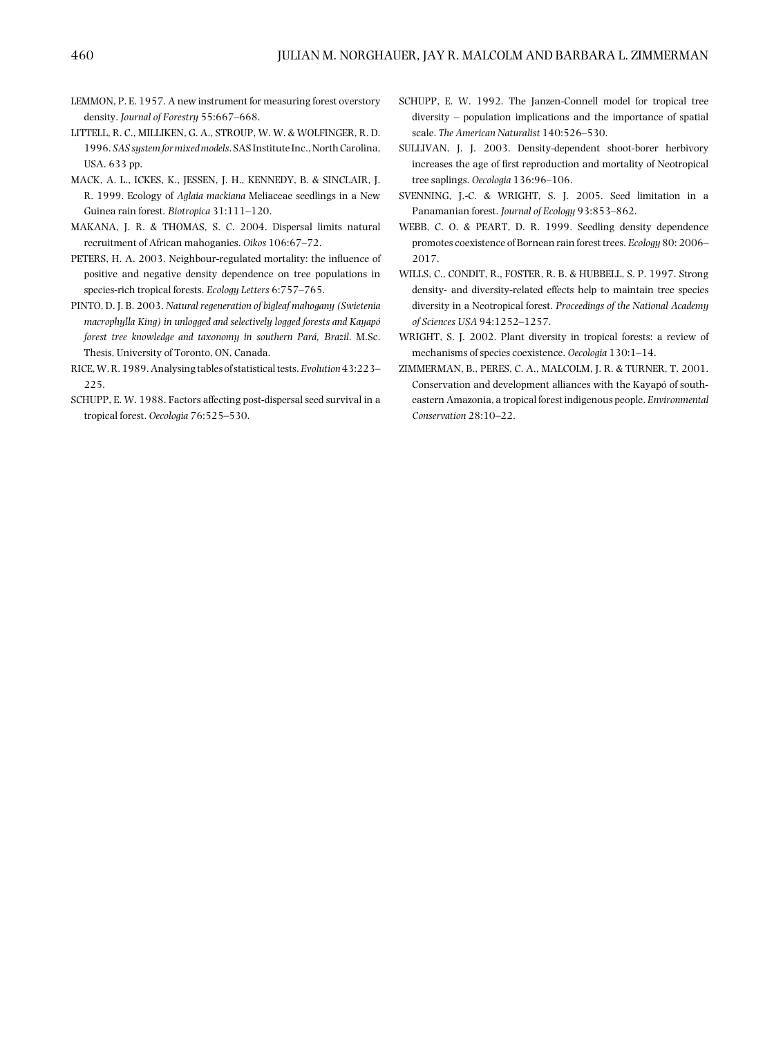LEMMON, P. E. 1957. A new instrument for measuring forest overstory density. *Journal of Forestry* 55:667–668.

LITTELL, R. C., MILLIKEN, G. A., STROUP, W. W. & WOLFINGER, R. D. 1996. *SAS system for mixed models*. SAS Institute Inc., North Carolina, USA. 633 pp.

MACK, A. L., ICKES, K., JESSEN, J. H., KENNEDY, B. & SINCLAIR, J. R. 1999. Ecology of *Aglaia mackiana* Meliaceae seedlings in a New Guinea rain forest. *Biotropica* 31:111–120.

MAKANA, J. R. & THOMAS, S. C. 2004. Dispersal limits natural recruitment of African mahoganies. *Oikos* 106:67–72.

PETERS, H. A. 2003. Neighbour-regulated mortality: the influence of positive and negative density dependence on tree populations in species-rich tropical forests. *Ecology Letters* 6:757–765.

PINTO, D. J. B. 2003. *Natural regeneration of bigleaf mahogany (Swietenia macrophylla King) in unlogged and selectively logged forests and Kayapó forest tree knowledge and taxonomy in southern Pará, Brazil*. M.Sc. Thesis, University of Toronto, ON, Canada.

RICE, W. R. 1989. Analysing tables of statistical tests. *Evolution* 43:223–225.

SCHUPP, E. W. 1988. Factors affecting post-dispersal seed survival in a tropical forest. *Oecologia* 76:525–530.

SCHUPP, E. W. 1992. The Janzen-Connell model for tropical tree diversity – population implications and the importance of spatial scale. *The American Naturalist* 140:526–530.

SULLIVAN, J. J. 2003. Density-dependent shoot-borer herbivory increases the age of first reproduction and mortality of Neotropical tree saplings. *Oecologia* 136:96–106.

SVENNING, J.-C. & WRIGHT, S. J. 2005. Seed limitation in a Panamanian forest. *Journal of Ecology* 93:853–862.

WEBB, C. O. & PEART, D. R. 1999. Seedling density dependence promotes coexistence of Bornean rain forest trees. *Ecology* 80: 2006–2017.

WILLS, C., CONDIT, R., FOSTER, R. B. & HUBBELL, S. P. 1997. Strong density- and diversity-related effects help to maintain tree species diversity in a Neotropical forest. *Proceedings of the National Academy of Sciences USA* 94:1252–1257.

WRIGHT, S. J. 2002. Plant diversity in tropical forests: a review of mechanisms of species coexistence. *Oecologia* 130:1–14.

ZIMMERMAN, B., PERES, C. A., MALCOLM, J. R. & TURNER, T. 2001. Conservation and development alliances with the Kayapó of south-eastern Amazonia, a tropical forest indigenous people. *Environmental Conservation* 28:10–22.